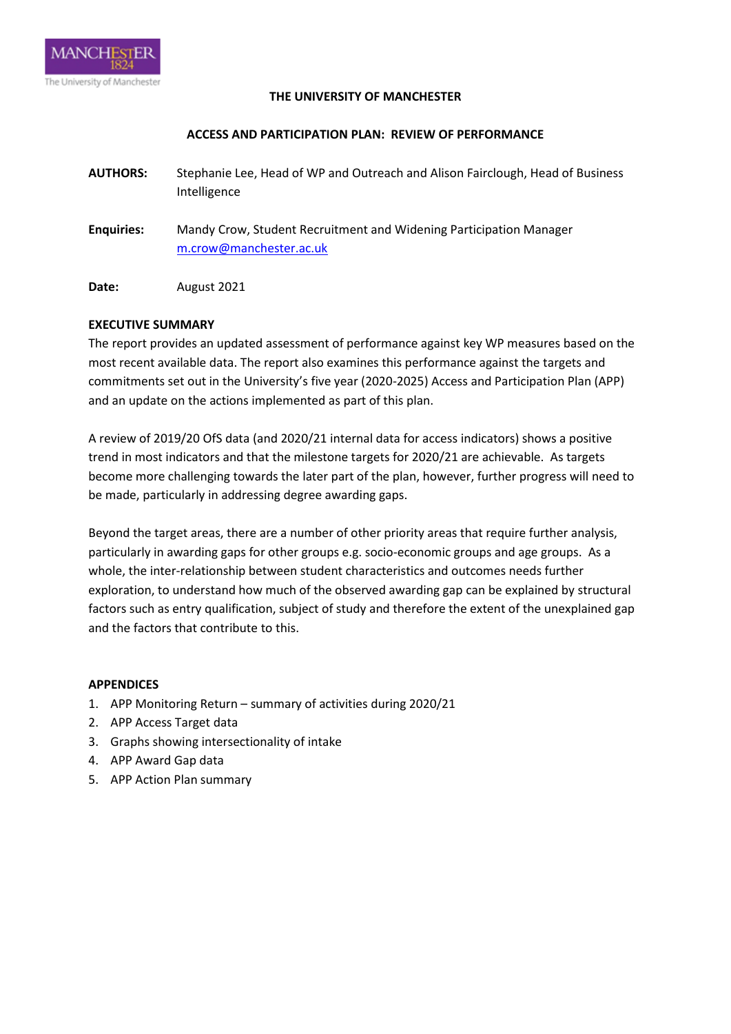**THE UNIVERSITY OF MANCHESTER**

**ACCESS AND PARTICIPATION PLAN: REVIEW OF PERFORMANCE**

**AUTHORS:** Stephanie Lee, Head of WP and Outreach and Alison Fairclough, Head of Business Intelligence

**Enquiries:** Mandy Crow, Student Recruitment and Widening Participation Manager m.crow@manchester.ac.uk

**Date:** August 2021

**EXECUTIVE SUMMARY**

The report provides an updated assessment of performance against key WP measures based on the most recent available data. The report also examines this performance against the targets and commitments set out in the University's five year (2020-2025) Access and Participation Plan (APP) and an update on the actions implemented as part of this plan.

A review of 2019/20 OfS data (and 2020/21 internal data for access indicators) shows a positive trend in most indicators and that the milestone targets for 2020/21 are achievable. As targets become more challenging towards the later part of the plan, however, further progress will need to be made, particularly in addressing degree awarding gaps.

Beyond the target areas, there are a number of other priority areas that require further analysis, particularly in awarding gaps for other groups e.g. socio-economic groups and age groups. As a whole, the inter-relationship between student characteristics and outcomes needs further exploration, to understand how much of the observed awarding gap can be explained by structural factors such as entry qualification, subject of study and therefore the extent of the unexplained gap and the factors that contribute to this.

**APPENDICES**

1. APP Monitoring Return – summary of activities during 2020/21
2. APP Access Target data
3. Graphs showing intersectionality of intake
4. APP Award Gap data
5. APP Action Plan summary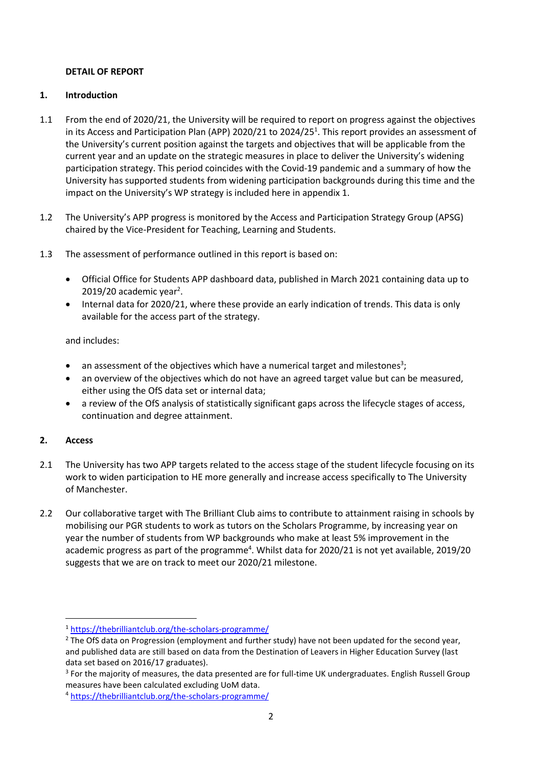**DETAIL OF REPORT**

## 1. Introduction

1.1 From the end of 2020/21, the University will be required to report on progress against the objectives in its Access and Participation Plan (APP) 2020/21 to 2024/25[1]. This report provides an assessment of the University's current position against the targets and objectives that will be applicable from the current year and an update on the strategic measures in place to deliver the University's widening participation strategy. This period coincides with the Covid-19 pandemic and a summary of how the University has supported students from widening participation backgrounds during this time and the impact on the University's WP strategy is included here in appendix 1.

1.2 The University's APP progress is monitored by the Access and Participation Strategy Group (APSG) chaired by the Vice-President for Teaching, Learning and Students.

1.3 The assessment of performance outlined in this report is based on:

- Official Office for Students APP dashboard data, published in March 2021 containing data up to 2019/20 academic year[2].
- Internal data for 2020/21, where these provide an early indication of trends. This data is only available for the access part of the strategy.

and includes:

- an assessment of the objectives which have a numerical target and milestones[3];
- an overview of the objectives which do not have an agreed target value but can be measured, either using the OfS data set or internal data;
- a review of the OfS analysis of statistically significant gaps across the lifecycle stages of access, continuation and degree attainment.

## 2. Access

2.1 The University has two APP targets related to the access stage of the student lifecycle focusing on its work to widen participation to HE more generally and increase access specifically to The University of Manchester.

2.2 Our collaborative target with The Brilliant Club aims to contribute to attainment raising in schools by mobilising our PGR students to work as tutors on the Scholars Programme, by increasing year on year the number of students from WP backgrounds who make at least 5% improvement in the academic progress as part of the programme[4]. Whilst data for 2020/21 is not yet available, 2019/20 suggests that we are on track to meet our 2020/21 milestone.

---

[1] https://thebrilliantclub.org/the-scholars-programme/

[2] The OfS data on Progression (employment and further study) have not been updated for the second year, and published data are still based on data from the Destination of Leavers in Higher Education Survey (last data set based on 2016/17 graduates).

[3] For the majority of measures, the data presented are for full-time UK undergraduates. English Russell Group measures have been calculated excluding UoM data.

[4] https://thebrilliantclub.org/the-scholars-programme/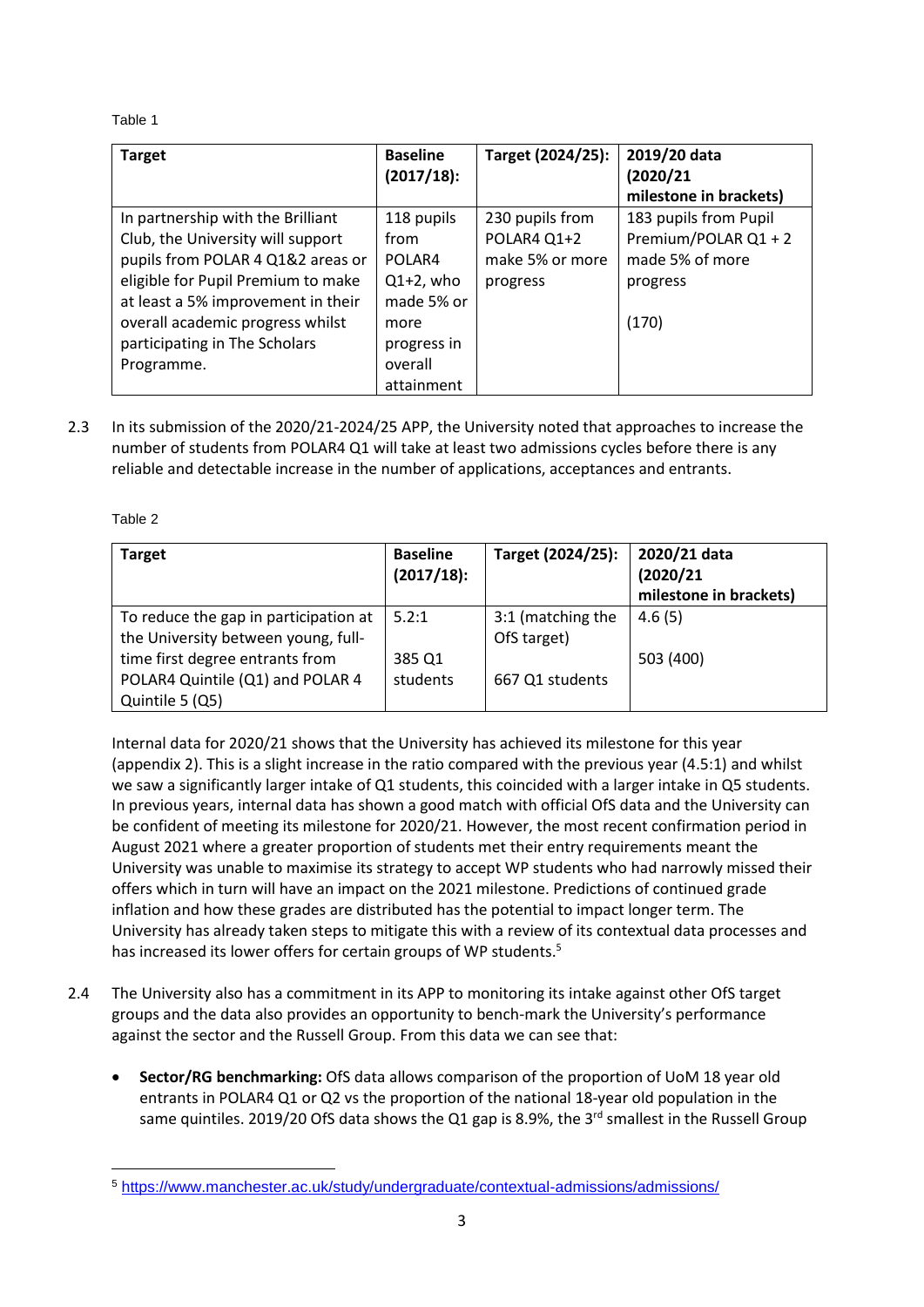Table 1

| Target | Baseline (2017/18): | Target (2024/25): | 2019/20 data (2020/21 milestone in brackets) |
|---|---|---|---|
| In partnership with the Brilliant Club, the University will support pupils from POLAR 4 Q1&2 areas or eligible for Pupil Premium to make at least a 5% improvement in their overall academic progress whilst participating in The Scholars Programme. | 118 pupils from POLAR4 Q1+2, who made 5% or more progress in overall attainment | 230 pupils from POLAR4 Q1+2 make 5% or more progress | 183 pupils from Pupil Premium/POLAR Q1 + 2 made 5% of more progress<br><br>(170) |

2.3 In its submission of the 2020/21-2024/25 APP, the University noted that approaches to increase the number of students from POLAR4 Q1 will take at least two admissions cycles before there is any reliable and detectable increase in the number of applications, acceptances and entrants.

Table 2

| Target | Baseline (2017/18): | Target (2024/25): | 2020/21 data (2020/21 milestone in brackets) |
|---|---|---|---|
| To reduce the gap in participation at the University between young, full-time first degree entrants from POLAR4 Quintile (Q1) and POLAR 4 Quintile 5 (Q5) | 5.2:1<br><br>385 Q1 students | 3:1 (matching the OfS target)<br><br>667 Q1 students | 4.6 (5)<br><br>503 (400) |

Internal data for 2020/21 shows that the University has achieved its milestone for this year (appendix 2). This is a slight increase in the ratio compared with the previous year (4.5:1) and whilst we saw a significantly larger intake of Q1 students, this coincided with a larger intake in Q5 students. In previous years, internal data has shown a good match with official OfS data and the University can be confident of meeting its milestone for 2020/21. However, the most recent confirmation period in August 2021 where a greater proportion of students met their entry requirements meant the University was unable to maximise its strategy to accept WP students who had narrowly missed their offers which in turn will have an impact on the 2021 milestone. Predictions of continued grade inflation and how these grades are distributed has the potential to impact longer term. The University has already taken steps to mitigate this with a review of its contextual data processes and has increased its lower offers for certain groups of WP students.[5]

2.4 The University also has a commitment in its APP to monitoring its intake against other OfS target groups and the data also provides an opportunity to bench-mark the University's performance against the sector and the Russell Group. From this data we can see that:

- **Sector/RG benchmarking:** OfS data allows comparison of the proportion of UoM 18 year old entrants in POLAR4 Q1 or Q2 vs the proportion of the national 18-year old population in the same quintiles. 2019/20 OfS data shows the Q1 gap is 8.9%, the 3rd smallest in the Russell Group

[5] https://www.manchester.ac.uk/study/undergraduate/contextual-admissions/admissions/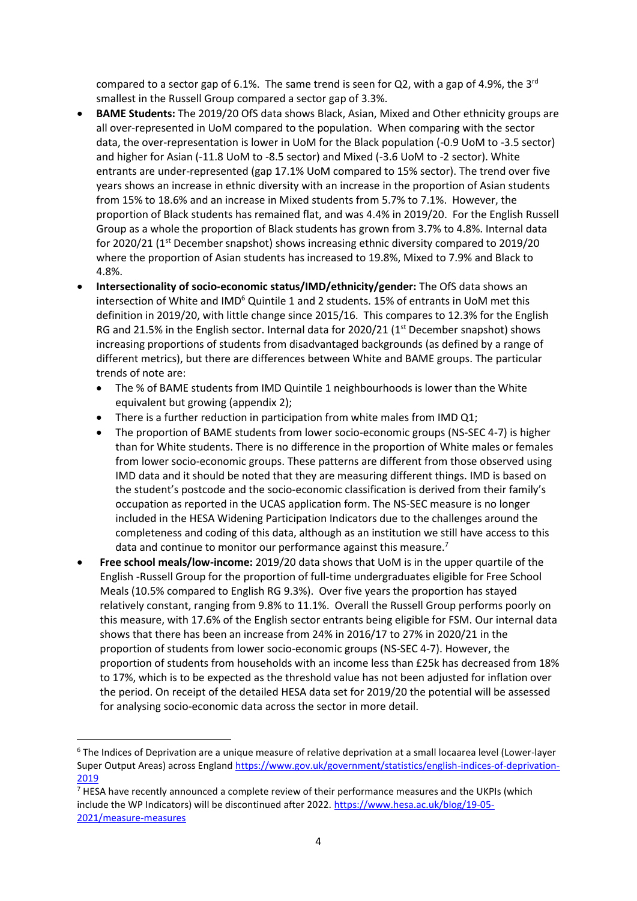compared to a sector gap of 6.1%. The same trend is seen for Q2, with a gap of 4.9%, the 3rd smallest in the Russell Group compared a sector gap of 3.3%.

- **BAME Students:** The 2019/20 OfS data shows Black, Asian, Mixed and Other ethnicity groups are all over-represented in UoM compared to the population. When comparing with the sector data, the over-representation is lower in UoM for the Black population (-0.9 UoM to -3.5 sector) and higher for Asian (-11.8 UoM to -8.5 sector) and Mixed (-3.6 UoM to -2 sector). White entrants are under-represented (gap 17.1% UoM compared to 15% sector). The trend over five years shows an increase in ethnic diversity with an increase in the proportion of Asian students from 15% to 18.6% and an increase in Mixed students from 5.7% to 7.1%. However, the proportion of Black students has remained flat, and was 4.4% in 2019/20. For the English Russell Group as a whole the proportion of Black students has grown from 3.7% to 4.8%. Internal data for 2020/21 (1st December snapshot) shows increasing ethnic diversity compared to 2019/20 where the proportion of Asian students has increased to 19.8%, Mixed to 7.9% and Black to 4.8%.
- **Intersectionality of socio-economic status/IMD/ethnicity/gender:** The OfS data shows an intersection of White and IMD[6] Quintile 1 and 2 students. 15% of entrants in UoM met this definition in 2019/20, with little change since 2015/16. This compares to 12.3% for the English RG and 21.5% in the English sector. Internal data for 2020/21 (1st December snapshot) shows increasing proportions of students from disadvantaged backgrounds (as defined by a range of different metrics), but there are differences between White and BAME groups. The particular trends of note are:
  - The % of BAME students from IMD Quintile 1 neighbourhoods is lower than the White equivalent but growing (appendix 2);
  - There is a further reduction in participation from white males from IMD Q1;
  - The proportion of BAME students from lower socio-economic groups (NS-SEC 4-7) is higher than for White students. There is no difference in the proportion of White males or females from lower socio-economic groups. These patterns are different from those observed using IMD data and it should be noted that they are measuring different things. IMD is based on the student's postcode and the socio-economic classification is derived from their family's occupation as reported in the UCAS application form. The NS-SEC measure is no longer included in the HESA Widening Participation Indicators due to the challenges around the completeness and coding of this data, although as an institution we still have access to this data and continue to monitor our performance against this measure.[7]
- **Free school meals/low-income:** 2019/20 data shows that UoM is in the upper quartile of the English -Russell Group for the proportion of full-time undergraduates eligible for Free School Meals (10.5% compared to English RG 9.3%). Over five years the proportion has stayed relatively constant, ranging from 9.8% to 11.1%. Overall the Russell Group performs poorly on this measure, with 17.6% of the English sector entrants being eligible for FSM. Our internal data shows that there has been an increase from 24% in 2016/17 to 27% in 2020/21 in the proportion of students from lower socio-economic groups (NS-SEC 4-7). However, the proportion of students from households with an income less than £25k has decreased from 18% to 17%, which is to be expected as the threshold value has not been adjusted for inflation over the period. On receipt of the detailed HESA data set for 2019/20 the potential will be assessed for analysing socio-economic data across the sector in more detail.

---

[6] The Indices of Deprivation are a unique measure of relative deprivation at a small locaarea level (Lower-layer Super Output Areas) across England https://www.gov.uk/government/statistics/english-indices-of-deprivation-2019

[7] HESA have recently announced a complete review of their performance measures and the UKPIs (which include the WP Indicators) will be discontinued after 2022. https://www.hesa.ac.uk/blog/19-05-2021/measure-measures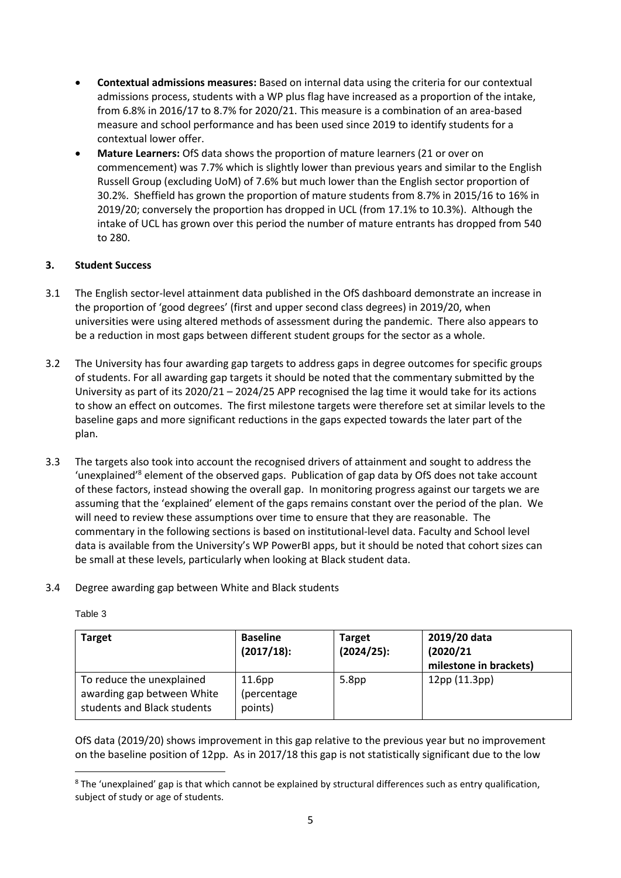- **Contextual admissions measures:** Based on internal data using the criteria for our contextual admissions process, students with a WP plus flag have increased as a proportion of the intake, from 6.8% in 2016/17 to 8.7% for 2020/21. This measure is a combination of an area-based measure and school performance and has been used since 2019 to identify students for a contextual lower offer.
- **Mature Learners:** OfS data shows the proportion of mature learners (21 or over on commencement) was 7.7% which is slightly lower than previous years and similar to the English Russell Group (excluding UoM) of 7.6% but much lower than the English sector proportion of 30.2%. Sheffield has grown the proportion of mature students from 8.7% in 2015/16 to 16% in 2019/20; conversely the proportion has dropped in UCL (from 17.1% to 10.3%). Although the intake of UCL has grown over this period the number of mature entrants has dropped from 540 to 280.

## 3. Student Success

3.1 The English sector-level attainment data published in the OfS dashboard demonstrate an increase in the proportion of 'good degrees' (first and upper second class degrees) in 2019/20, when universities were using altered methods of assessment during the pandemic. There also appears to be a reduction in most gaps between different student groups for the sector as a whole.

3.2 The University has four awarding gap targets to address gaps in degree outcomes for specific groups of students. For all awarding gap targets it should be noted that the commentary submitted by the University as part of its 2020/21 – 2024/25 APP recognised the lag time it would take for its actions to show an effect on outcomes. The first milestone targets were therefore set at similar levels to the baseline gaps and more significant reductions in the gaps expected towards the later part of the plan.

3.3 The targets also took into account the recognised drivers of attainment and sought to address the 'unexplained'[8] element of the observed gaps. Publication of gap data by OfS does not take account of these factors, instead showing the overall gap. In monitoring progress against our targets we are assuming that the 'explained' element of the gaps remains constant over the period of the plan. We will need to review these assumptions over time to ensure that they are reasonable. The commentary in the following sections is based on institutional-level data. Faculty and School level data is available from the University's WP PowerBI apps, but it should be noted that cohort sizes can be small at these levels, particularly when looking at Black student data.

3.4 Degree awarding gap between White and Black students

Table 3

| Target | Baseline (2017/18): | Target (2024/25): | 2019/20 data (2020/21 milestone in brackets) |
|---|---|---|---|
| To reduce the unexplained awarding gap between White students and Black students | 11.6pp (percentage points) | 5.8pp | 12pp (11.3pp) |

OfS data (2019/20) shows improvement in this gap relative to the previous year but no improvement on the baseline position of 12pp. As in 2017/18 this gap is not statistically significant due to the low

[8] The 'unexplained' gap is that which cannot be explained by structural differences such as entry qualification, subject of study or age of students.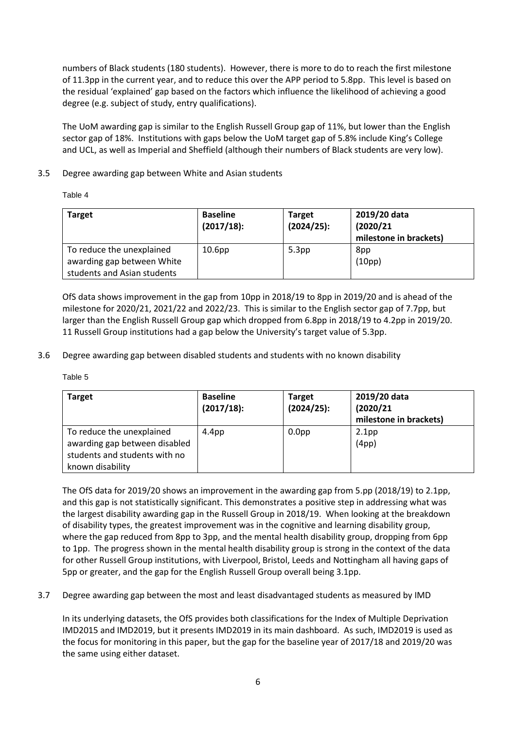numbers of Black students (180 students). However, there is more to do to reach the first milestone of 11.3pp in the current year, and to reduce this over the APP period to 5.8pp. This level is based on the residual 'explained' gap based on the factors which influence the likelihood of achieving a good degree (e.g. subject of study, entry qualifications).

The UoM awarding gap is similar to the English Russell Group gap of 11%, but lower than the English sector gap of 18%. Institutions with gaps below the UoM target gap of 5.8% include King's College and UCL, as well as Imperial and Sheffield (although their numbers of Black students are very low).

3.5 Degree awarding gap between White and Asian students

Table 4

| **Target** | **Baseline (2017/18):** | **Target (2024/25):** | **2019/20 data (2020/21 milestone in brackets)** |
|---|---|---|---|
| To reduce the unexplained awarding gap between White students and Asian students | 10.6pp | 5.3pp | 8pp (10pp) |

OfS data shows improvement in the gap from 10pp in 2018/19 to 8pp in 2019/20 and is ahead of the milestone for 2020/21, 2021/22 and 2022/23. This is similar to the English sector gap of 7.7pp, but larger than the English Russell Group gap which dropped from 6.8pp in 2018/19 to 4.2pp in 2019/20. 11 Russell Group institutions had a gap below the University's target value of 5.3pp.

3.6 Degree awarding gap between disabled students and students with no known disability

Table 5

| **Target** | **Baseline (2017/18):** | **Target (2024/25):** | **2019/20 data (2020/21 milestone in brackets)** |
|---|---|---|---|
| To reduce the unexplained awarding gap between disabled students and students with no known disability | 4.4pp | 0.0pp | 2.1pp (4pp) |

The OfS data for 2019/20 shows an improvement in the awarding gap from 5.pp (2018/19) to 2.1pp, and this gap is not statistically significant. This demonstrates a positive step in addressing what was the largest disability awarding gap in the Russell Group in 2018/19. When looking at the breakdown of disability types, the greatest improvement was in the cognitive and learning disability group, where the gap reduced from 8pp to 3pp, and the mental health disability group, dropping from 6pp to 1pp. The progress shown in the mental health disability group is strong in the context of the data for other Russell Group institutions, with Liverpool, Bristol, Leeds and Nottingham all having gaps of 5pp or greater, and the gap for the English Russell Group overall being 3.1pp.

3.7 Degree awarding gap between the most and least disadvantaged students as measured by IMD

In its underlying datasets, the OfS provides both classifications for the Index of Multiple Deprivation IMD2015 and IMD2019, but it presents IMD2019 in its main dashboard. As such, IMD2019 is used as the focus for monitoring in this paper, but the gap for the baseline year of 2017/18 and 2019/20 was the same using either dataset.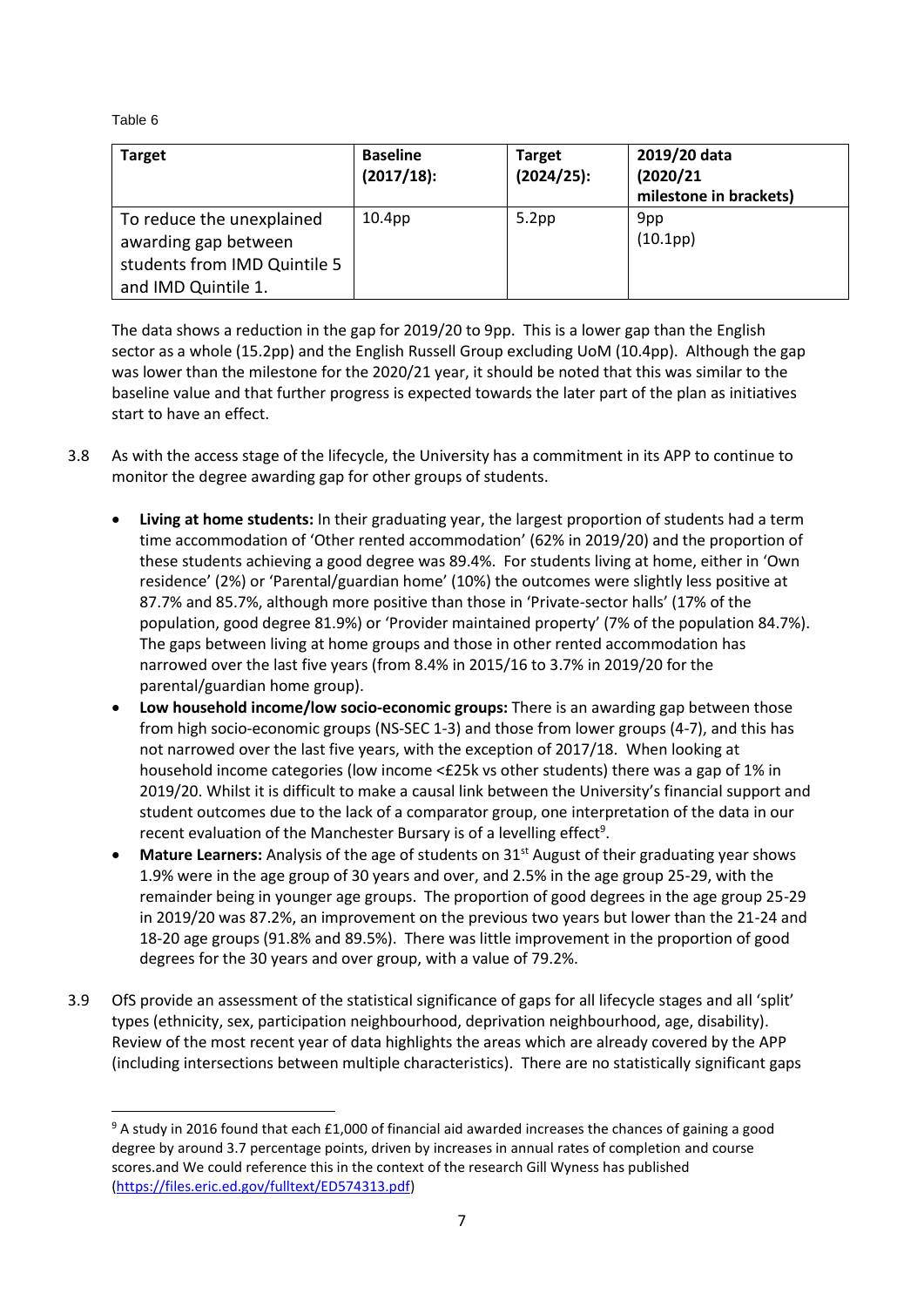Table 6

| Target | Baseline (2017/18): | Target (2024/25): | 2019/20 data (2020/21 milestone in brackets) |
|---|---|---|---|
| To reduce the unexplained awarding gap between students from IMD Quintile 5 and IMD Quintile 1. | 10.4pp | 5.2pp | 9pp (10.1pp) |

The data shows a reduction in the gap for 2019/20 to 9pp. This is a lower gap than the English sector as a whole (15.2pp) and the English Russell Group excluding UoM (10.4pp). Although the gap was lower than the milestone for the 2020/21 year, it should be noted that this was similar to the baseline value and that further progress is expected towards the later part of the plan as initiatives start to have an effect.

3.8 As with the access stage of the lifecycle, the University has a commitment in its APP to continue to monitor the degree awarding gap for other groups of students.

- **Living at home students:** In their graduating year, the largest proportion of students had a term time accommodation of 'Other rented accommodation' (62% in 2019/20) and the proportion of these students achieving a good degree was 89.4%. For students living at home, either in 'Own residence' (2%) or 'Parental/guardian home' (10%) the outcomes were slightly less positive at 87.7% and 85.7%, although more positive than those in 'Private-sector halls' (17% of the population, good degree 81.9%) or 'Provider maintained property' (7% of the population 84.7%). The gaps between living at home groups and those in other rented accommodation has narrowed over the last five years (from 8.4% in 2015/16 to 3.7% in 2019/20 for the parental/guardian home group).
- **Low household income/low socio-economic groups:** There is an awarding gap between those from high socio-economic groups (NS-SEC 1-3) and those from lower groups (4-7), and this has not narrowed over the last five years, with the exception of 2017/18. When looking at household income categories (low income <£25k vs other students) there was a gap of 1% in 2019/20. Whilst it is difficult to make a causal link between the University's financial support and student outcomes due to the lack of a comparator group, one interpretation of the data in our recent evaluation of the Manchester Bursary is of a levelling effect[9].
- **Mature Learners:** Analysis of the age of students on 31st August of their graduating year shows 1.9% were in the age group of 30 years and over, and 2.5% in the age group 25-29, with the remainder being in younger age groups. The proportion of good degrees in the age group 25-29 in 2019/20 was 87.2%, an improvement on the previous two years but lower than the 21-24 and 18-20 age groups (91.8% and 89.5%). There was little improvement in the proportion of good degrees for the 30 years and over group, with a value of 79.2%.

3.9 OfS provide an assessment of the statistical significance of gaps for all lifecycle stages and all 'split' types (ethnicity, sex, participation neighbourhood, deprivation neighbourhood, age, disability). Review of the most recent year of data highlights the areas which are already covered by the APP (including intersections between multiple characteristics). There are no statistically significant gaps

[9] A study in 2016 found that each £1,000 of financial aid awarded increases the chances of gaining a good degree by around 3.7 percentage points, driven by increases in annual rates of completion and course scores.and We could reference this in the context of the research Gill Wyness has published (https://files.eric.ed.gov/fulltext/ED574313.pdf)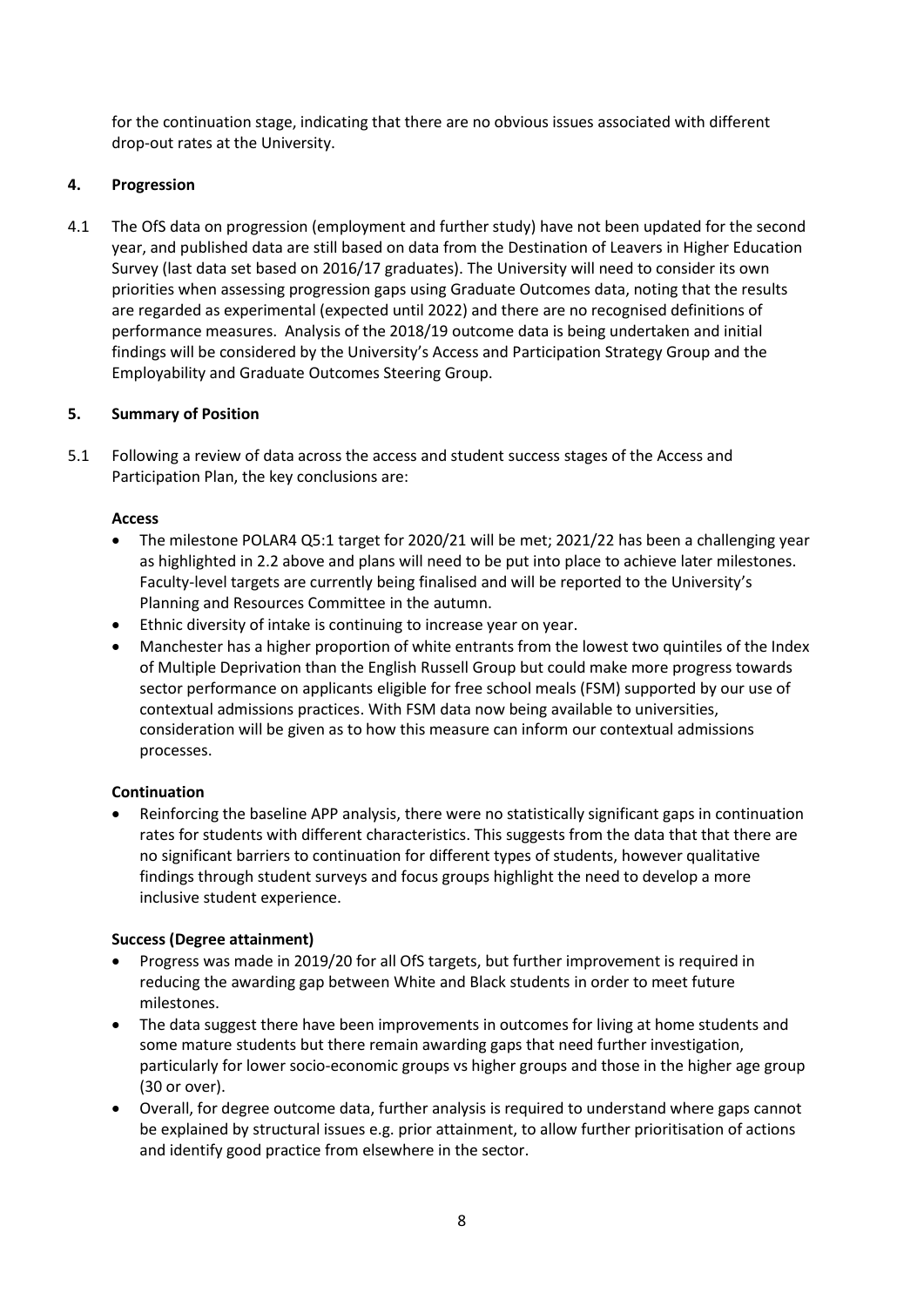for the continuation stage, indicating that there are no obvious issues associated with different drop-out rates at the University.

## 4. Progression

4.1 The OfS data on progression (employment and further study) have not been updated for the second year, and published data are still based on data from the Destination of Leavers in Higher Education Survey (last data set based on 2016/17 graduates). The University will need to consider its own priorities when assessing progression gaps using Graduate Outcomes data, noting that the results are regarded as experimental (expected until 2022) and there are no recognised definitions of performance measures. Analysis of the 2018/19 outcome data is being undertaken and initial findings will be considered by the University's Access and Participation Strategy Group and the Employability and Graduate Outcomes Steering Group.

## 5. Summary of Position

5.1 Following a review of data across the access and student success stages of the Access and Participation Plan, the key conclusions are:

**Access**

- The milestone POLAR4 Q5:1 target for 2020/21 will be met; 2021/22 has been a challenging year as highlighted in 2.2 above and plans will need to be put into place to achieve later milestones. Faculty-level targets are currently being finalised and will be reported to the University's Planning and Resources Committee in the autumn.
- Ethnic diversity of intake is continuing to increase year on year.
- Manchester has a higher proportion of white entrants from the lowest two quintiles of the Index of Multiple Deprivation than the English Russell Group but could make more progress towards sector performance on applicants eligible for free school meals (FSM) supported by our use of contextual admissions practices. With FSM data now being available to universities, consideration will be given as to how this measure can inform our contextual admissions processes.

**Continuation**

- Reinforcing the baseline APP analysis, there were no statistically significant gaps in continuation rates for students with different characteristics. This suggests from the data that that there are no significant barriers to continuation for different types of students, however qualitative findings through student surveys and focus groups highlight the need to develop a more inclusive student experience.

**Success (Degree attainment)**

- Progress was made in 2019/20 for all OfS targets, but further improvement is required in reducing the awarding gap between White and Black students in order to meet future milestones.
- The data suggest there have been improvements in outcomes for living at home students and some mature students but there remain awarding gaps that need further investigation, particularly for lower socio-economic groups vs higher groups and those in the higher age group (30 or over).
- Overall, for degree outcome data, further analysis is required to understand where gaps cannot be explained by structural issues e.g. prior attainment, to allow further prioritisation of actions and identify good practice from elsewhere in the sector.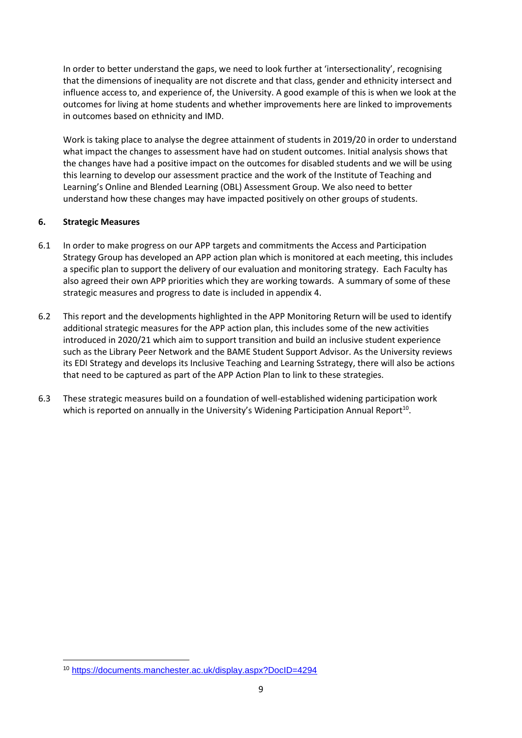In order to better understand the gaps, we need to look further at 'intersectionality', recognising that the dimensions of inequality are not discrete and that class, gender and ethnicity intersect and influence access to, and experience of, the University. A good example of this is when we look at the outcomes for living at home students and whether improvements here are linked to improvements in outcomes based on ethnicity and IMD.

Work is taking place to analyse the degree attainment of students in 2019/20 in order to understand what impact the changes to assessment have had on student outcomes. Initial analysis shows that the changes have had a positive impact on the outcomes for disabled students and we will be using this learning to develop our assessment practice and the work of the Institute of Teaching and Learning's Online and Blended Learning (OBL) Assessment Group. We also need to better understand how these changes may have impacted positively on other groups of students.

## 6. Strategic Measures

6.1 In order to make progress on our APP targets and commitments the Access and Participation Strategy Group has developed an APP action plan which is monitored at each meeting, this includes a specific plan to support the delivery of our evaluation and monitoring strategy. Each Faculty has also agreed their own APP priorities which they are working towards. A summary of some of these strategic measures and progress to date is included in appendix 4.

6.2 This report and the developments highlighted in the APP Monitoring Return will be used to identify additional strategic measures for the APP action plan, this includes some of the new activities introduced in 2020/21 which aim to support transition and build an inclusive student experience such as the Library Peer Network and the BAME Student Support Advisor. As the University reviews its EDI Strategy and develops its Inclusive Teaching and Learning Sstrategy, there will also be actions that need to be captured as part of the APP Action Plan to link to these strategies.

6.3 These strategic measures build on a foundation of well-established widening participation work which is reported on annually in the University's Widening Participation Annual Report[10].

[10] https://documents.manchester.ac.uk/display.aspx?DocID=4294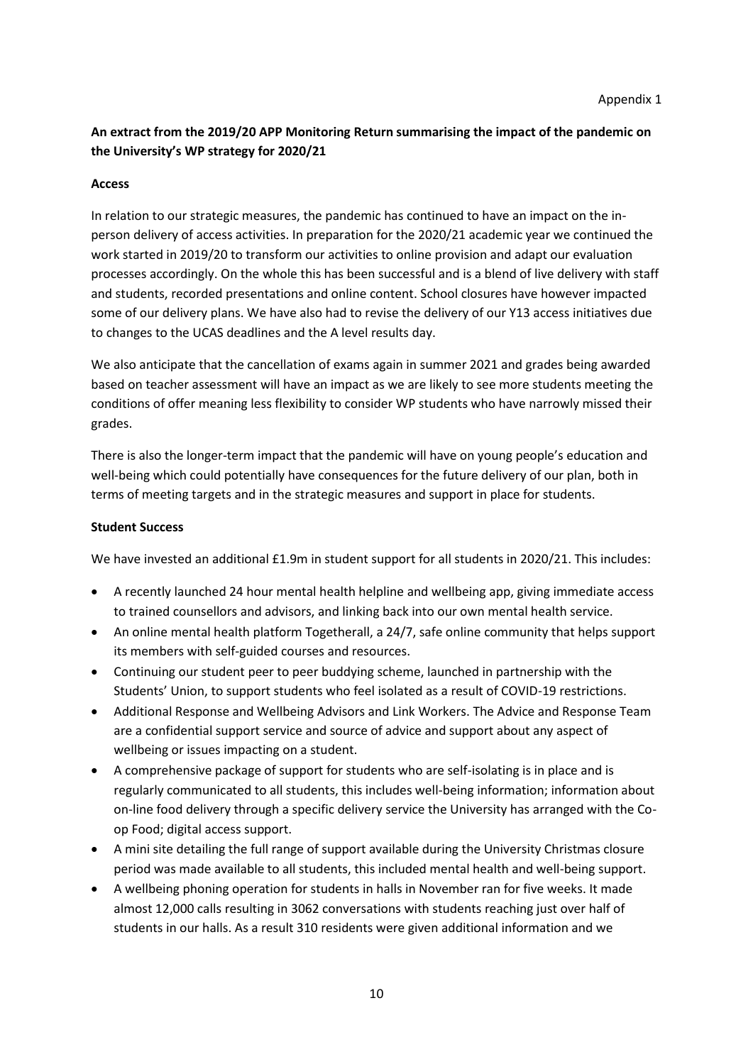Appendix 1

**An extract from the 2019/20 APP Monitoring Return summarising the impact of the pandemic on the University's WP strategy for 2020/21**

**Access**

In relation to our strategic measures, the pandemic has continued to have an impact on the in-person delivery of access activities. In preparation for the 2020/21 academic year we continued the work started in 2019/20 to transform our activities to online provision and adapt our evaluation processes accordingly. On the whole this has been successful and is a blend of live delivery with staff and students, recorded presentations and online content. School closures have however impacted some of our delivery plans. We have also had to revise the delivery of our Y13 access initiatives due to changes to the UCAS deadlines and the A level results day.

We also anticipate that the cancellation of exams again in summer 2021 and grades being awarded based on teacher assessment will have an impact as we are likely to see more students meeting the conditions of offer meaning less flexibility to consider WP students who have narrowly missed their grades.

There is also the longer-term impact that the pandemic will have on young people's education and well-being which could potentially have consequences for the future delivery of our plan, both in terms of meeting targets and in the strategic measures and support in place for students.

**Student Success**

We have invested an additional £1.9m in student support for all students in 2020/21. This includes:

- A recently launched 24 hour mental health helpline and wellbeing app, giving immediate access to trained counsellors and advisors, and linking back into our own mental health service.
- An online mental health platform Togetherall, a 24/7, safe online community that helps support its members with self-guided courses and resources.
- Continuing our student peer to peer buddying scheme, launched in partnership with the Students' Union, to support students who feel isolated as a result of COVID-19 restrictions.
- Additional Response and Wellbeing Advisors and Link Workers. The Advice and Response Team are a confidential support service and source of advice and support about any aspect of wellbeing or issues impacting on a student.
- A comprehensive package of support for students who are self-isolating is in place and is regularly communicated to all students, this includes well-being information; information about on-line food delivery through a specific delivery service the University has arranged with the Co-op Food; digital access support.
- A mini site detailing the full range of support available during the University Christmas closure period was made available to all students, this included mental health and well-being support.
- A wellbeing phoning operation for students in halls in November ran for five weeks. It made almost 12,000 calls resulting in 3062 conversations with students reaching just over half of students in our halls. As a result 310 residents were given additional information and we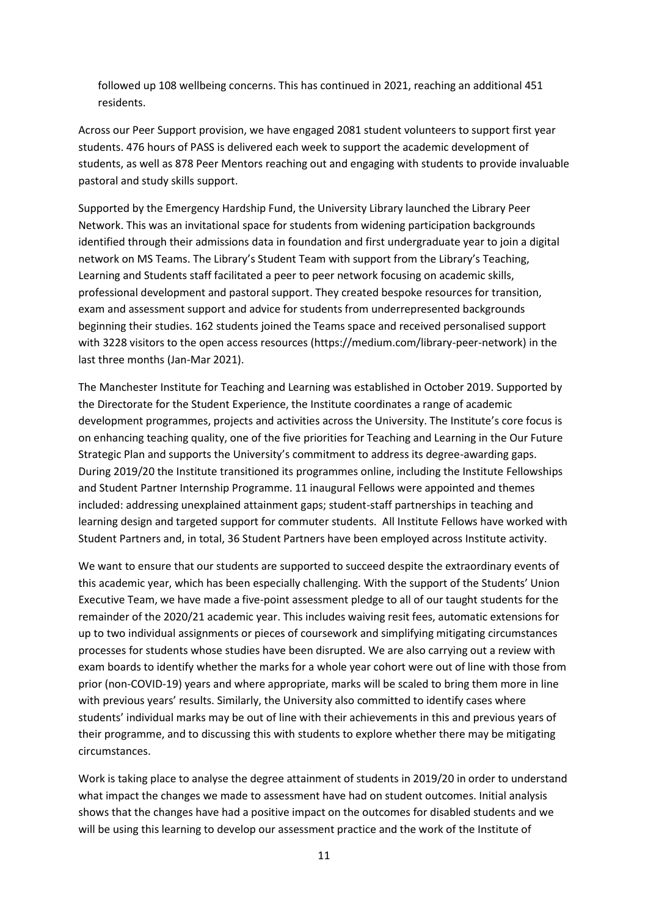followed up 108 wellbeing concerns. This has continued in 2021, reaching an additional 451 residents.

Across our Peer Support provision, we have engaged 2081 student volunteers to support first year students. 476 hours of PASS is delivered each week to support the academic development of students, as well as 878 Peer Mentors reaching out and engaging with students to provide invaluable pastoral and study skills support.

Supported by the Emergency Hardship Fund, the University Library launched the Library Peer Network. This was an invitational space for students from widening participation backgrounds identified through their admissions data in foundation and first undergraduate year to join a digital network on MS Teams. The Library's Student Team with support from the Library's Teaching, Learning and Students staff facilitated a peer to peer network focusing on academic skills, professional development and pastoral support. They created bespoke resources for transition, exam and assessment support and advice for students from underrepresented backgrounds beginning their studies. 162 students joined the Teams space and received personalised support with 3228 visitors to the open access resources (https://medium.com/library-peer-network) in the last three months (Jan-Mar 2021).

The Manchester Institute for Teaching and Learning was established in October 2019. Supported by the Directorate for the Student Experience, the Institute coordinates a range of academic development programmes, projects and activities across the University. The Institute's core focus is on enhancing teaching quality, one of the five priorities for Teaching and Learning in the Our Future Strategic Plan and supports the University's commitment to address its degree-awarding gaps. During 2019/20 the Institute transitioned its programmes online, including the Institute Fellowships and Student Partner Internship Programme. 11 inaugural Fellows were appointed and themes included: addressing unexplained attainment gaps; student-staff partnerships in teaching and learning design and targeted support for commuter students. All Institute Fellows have worked with Student Partners and, in total, 36 Student Partners have been employed across Institute activity.

We want to ensure that our students are supported to succeed despite the extraordinary events of this academic year, which has been especially challenging. With the support of the Students' Union Executive Team, we have made a five-point assessment pledge to all of our taught students for the remainder of the 2020/21 academic year. This includes waiving resit fees, automatic extensions for up to two individual assignments or pieces of coursework and simplifying mitigating circumstances processes for students whose studies have been disrupted. We are also carrying out a review with exam boards to identify whether the marks for a whole year cohort were out of line with those from prior (non-COVID-19) years and where appropriate, marks will be scaled to bring them more in line with previous years' results. Similarly, the University also committed to identify cases where students' individual marks may be out of line with their achievements in this and previous years of their programme, and to discussing this with students to explore whether there may be mitigating circumstances.

Work is taking place to analyse the degree attainment of students in 2019/20 in order to understand what impact the changes we made to assessment have had on student outcomes. Initial analysis shows that the changes have had a positive impact on the outcomes for disabled students and we will be using this learning to develop our assessment practice and the work of the Institute of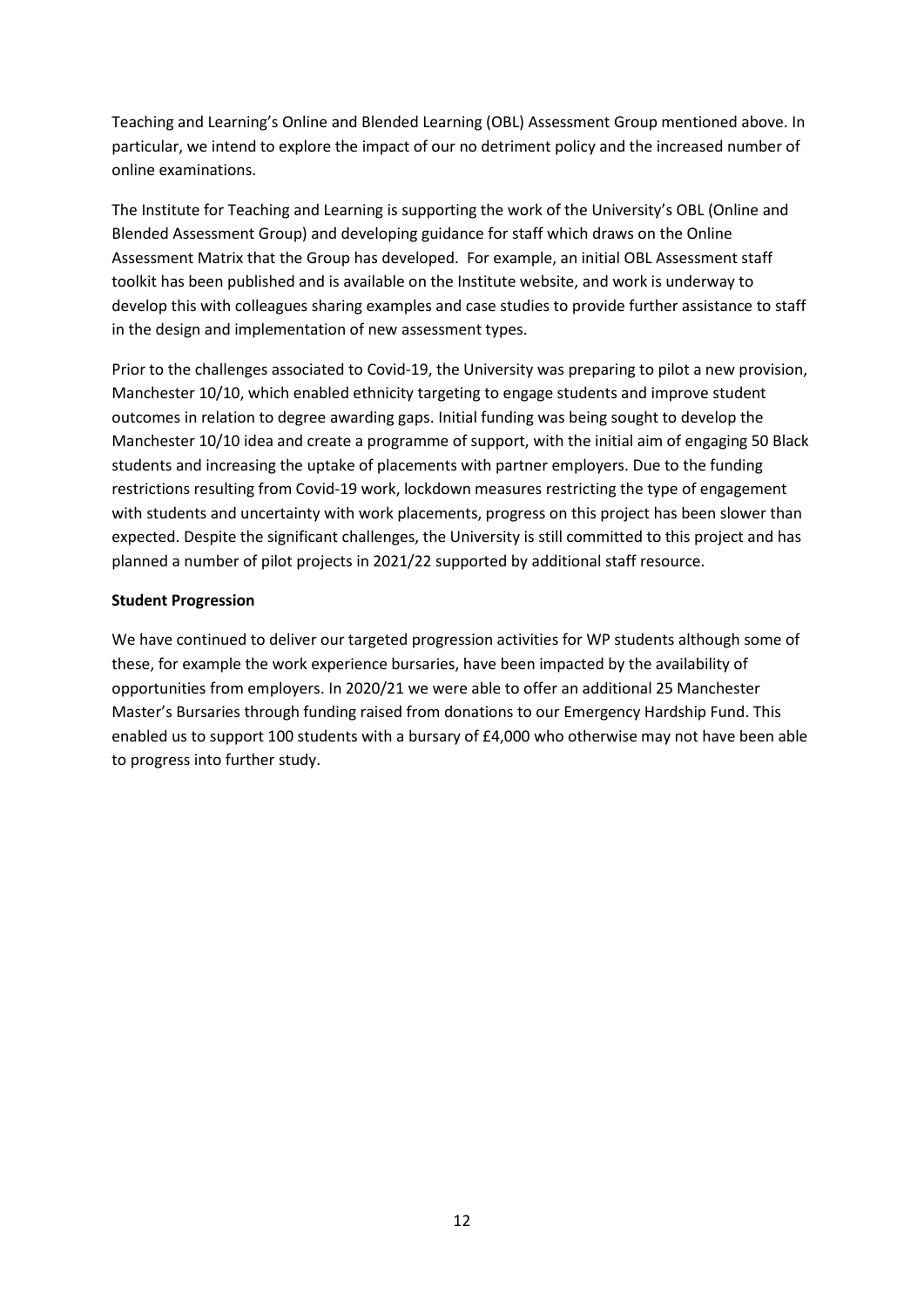Teaching and Learning's Online and Blended Learning (OBL) Assessment Group mentioned above. In particular, we intend to explore the impact of our no detriment policy and the increased number of online examinations.

The Institute for Teaching and Learning is supporting the work of the University's OBL (Online and Blended Assessment Group) and developing guidance for staff which draws on the Online Assessment Matrix that the Group has developed. For example, an initial OBL Assessment staff toolkit has been published and is available on the Institute website, and work is underway to develop this with colleagues sharing examples and case studies to provide further assistance to staff in the design and implementation of new assessment types.

Prior to the challenges associated to Covid-19, the University was preparing to pilot a new provision, Manchester 10/10, which enabled ethnicity targeting to engage students and improve student outcomes in relation to degree awarding gaps. Initial funding was being sought to develop the Manchester 10/10 idea and create a programme of support, with the initial aim of engaging 50 Black students and increasing the uptake of placements with partner employers. Due to the funding restrictions resulting from Covid-19 work, lockdown measures restricting the type of engagement with students and uncertainty with work placements, progress on this project has been slower than expected. Despite the significant challenges, the University is still committed to this project and has planned a number of pilot projects in 2021/22 supported by additional staff resource.

**Student Progression**

We have continued to deliver our targeted progression activities for WP students although some of these, for example the work experience bursaries, have been impacted by the availability of opportunities from employers. In 2020/21 we were able to offer an additional 25 Manchester Master's Bursaries through funding raised from donations to our Emergency Hardship Fund. This enabled us to support 100 students with a bursary of £4,000 who otherwise may not have been able to progress into further study.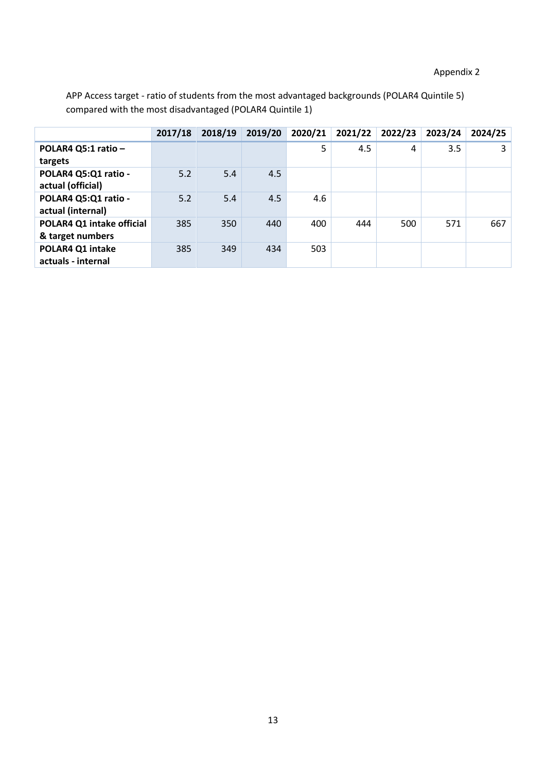Appendix 2

APP Access target - ratio of students from the most advantaged backgrounds (POLAR4 Quintile 5) compared with the most disadvantaged (POLAR4 Quintile 1)

| | 2017/18 | 2018/19 | 2019/20 | 2020/21 | 2021/22 | 2022/23 | 2023/24 | 2024/25 |
|---|---|---|---|---|---|---|---|---|
| **POLAR4 Q5:1 ratio – targets** | | | | 5 | 4.5 | 4 | 3.5 | 3 |
| **POLAR4 Q5:Q1 ratio - actual (official)** | 5.2 | 5.4 | 4.5 | | | | | |
| **POLAR4 Q5:Q1 ratio - actual (internal)** | 5.2 | 5.4 | 4.5 | 4.6 | | | | |
| **POLAR4 Q1 intake official & target numbers** | 385 | 350 | 440 | 400 | 444 | 500 | 571 | 667 |
| **POLAR4 Q1 intake actuals - internal** | 385 | 349 | 434 | 503 | | | | |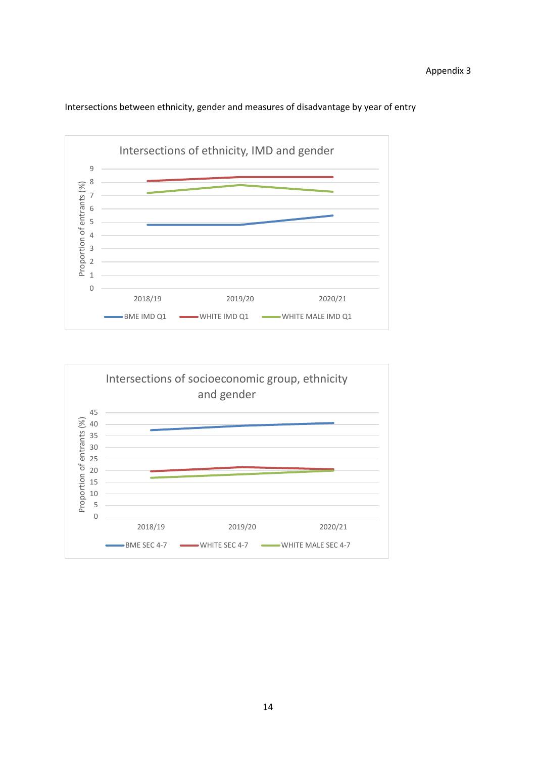Appendix 3

Intersections between ethnicity, gender and measures of disadvantage by year of entry

**Intersections of ethnicity, IMD and gender**

Proportion of entrants (%)

9
8
7
6
5
4
3
2
1
0

2018/19 2019/20 2020/21

BME IMD Q1 WHITE IMD Q1 WHITE MALE IMD Q1

**Intersections of socioeconomic group, ethnicity and gender**

Proportion of entrants (%)

45
40
35
30
25
20
15
10
5
0

2018/19 2019/20 2020/21

BME SEC 4-7 WHITE SEC 4-7 WHITE MALE SEC 4-7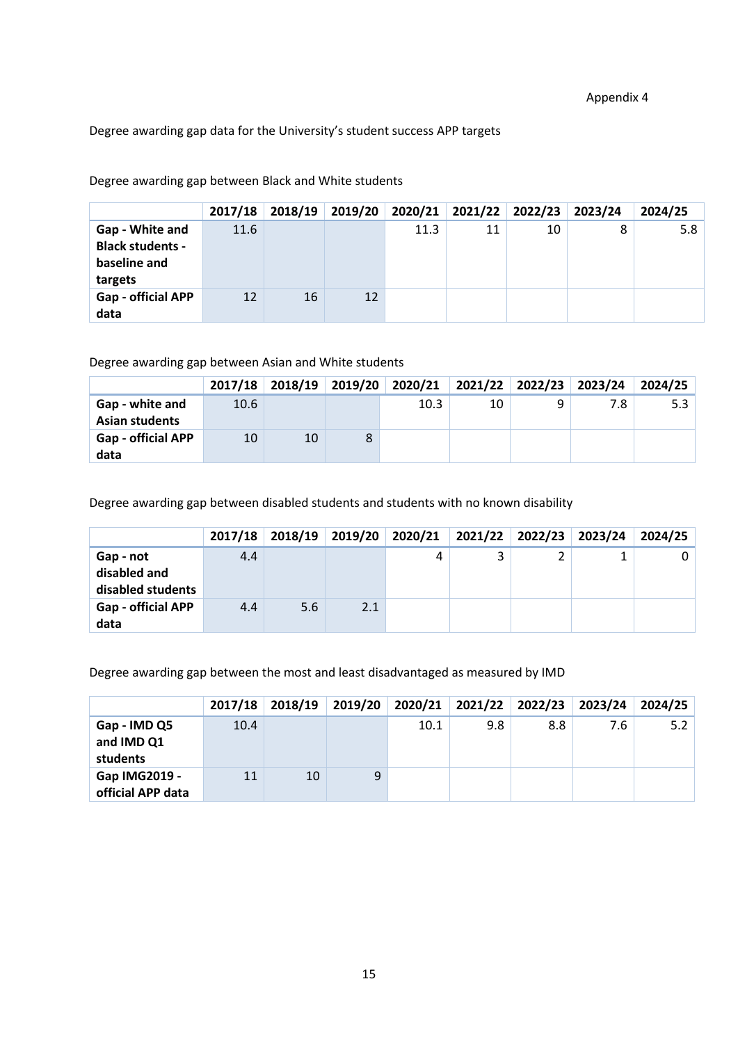Appendix 4

Degree awarding gap data for the University's student success APP targets

Degree awarding gap between Black and White students

| | 2017/18 | 2018/19 | 2019/20 | 2020/21 | 2021/22 | 2022/23 | 2023/24 | 2024/25 |
|---|---|---|---|---|---|---|---|---|
| **Gap - White and Black students - baseline and targets** | 11.6 | | | 11.3 | 11 | 10 | 8 | 5.8 |
| **Gap - official APP data** | 12 | 16 | 12 | | | | | |

Degree awarding gap between Asian and White students

| | 2017/18 | 2018/19 | 2019/20 | 2020/21 | 2021/22 | 2022/23 | 2023/24 | 2024/25 |
|---|---|---|---|---|---|---|---|---|
| **Gap - white and Asian students** | 10.6 | | | 10.3 | 10 | 9 | 7.8 | 5.3 |
| **Gap - official APP data** | 10 | 10 | 8 | | | | | |

Degree awarding gap between disabled students and students with no known disability

| | 2017/18 | 2018/19 | 2019/20 | 2020/21 | 2021/22 | 2022/23 | 2023/24 | 2024/25 |
|---|---|---|---|---|---|---|---|---|
| **Gap - not disabled and disabled students** | 4.4 | | | 4 | 3 | 2 | 1 | 0 |
| **Gap - official APP data** | 4.4 | 5.6 | 2.1 | | | | | |

Degree awarding gap between the most and least disadvantaged as measured by IMD

| | 2017/18 | 2018/19 | 2019/20 | 2020/21 | 2021/22 | 2022/23 | 2023/24 | 2024/25 |
|---|---|---|---|---|---|---|---|---|
| **Gap - IMD Q5 and IMD Q1 students** | 10.4 | | | 10.1 | 9.8 | 8.8 | 7.6 | 5.2 |
| **Gap IMG2019 - official APP data** | 11 | 10 | 9 | | | | | |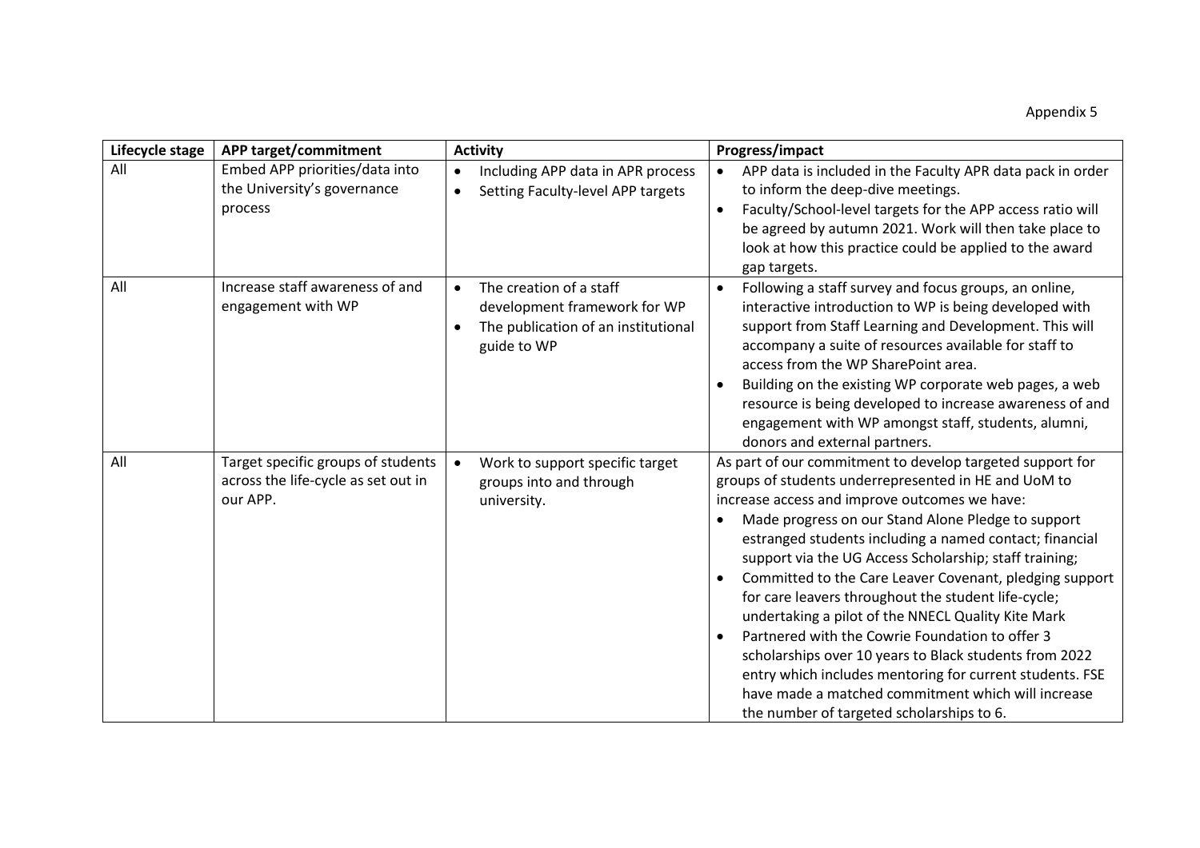Appendix 5

| Lifecycle stage | APP target/commitment | Activity | Progress/impact |
|---|---|---|---|
| All | Embed APP priorities/data into the University's governance process | • Including APP data in APR process<br>• Setting Faculty-level APP targets | • APP data is included in the Faculty APR data pack in order to inform the deep-dive meetings.<br>• Faculty/School-level targets for the APP access ratio will be agreed by autumn 2021. Work will then take place to look at how this practice could be applied to the award gap targets. |
| All | Increase staff awareness of and engagement with WP | • The creation of a staff development framework for WP<br>• The publication of an institutional guide to WP | • Following a staff survey and focus groups, an online, interactive introduction to WP is being developed with support from Staff Learning and Development. This will accompany a suite of resources available for staff to access from the WP SharePoint area.<br>• Building on the existing WP corporate web pages, a web resource is being developed to increase awareness of and engagement with WP amongst staff, students, alumni, donors and external partners. |
| All | Target specific groups of students across the life-cycle as set out in our APP. | • Work to support specific target groups into and through university. | As part of our commitment to develop targeted support for groups of students underrepresented in HE and UoM to increase access and improve outcomes we have:<br>• Made progress on our Stand Alone Pledge to support estranged students including a named contact; financial support via the UG Access Scholarship; staff training;<br>• Committed to the Care Leaver Covenant, pledging support for care leavers throughout the student life-cycle; undertaking a pilot of the NNECL Quality Kite Mark<br>• Partnered with the Cowrie Foundation to offer 3 scholarships over 10 years to Black students from 2022 entry which includes mentoring for current students. FSE have made a matched commitment which will increase the number of targeted scholarships to 6. |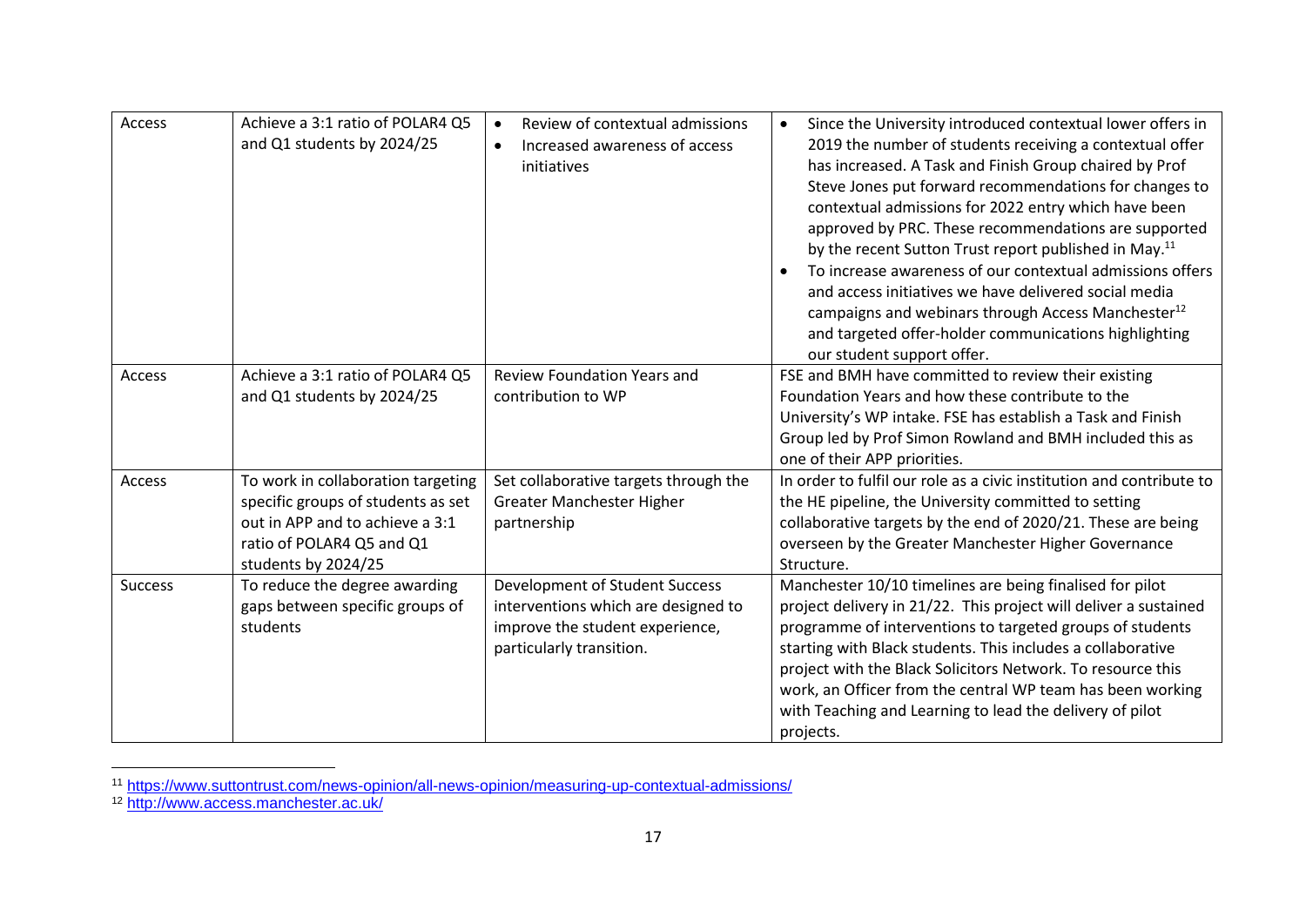| Access | Achieve a 3:1 ratio of POLAR4 Q5 and Q1 students by 2024/25 | • Review of contextual admissions<br>• Increased awareness of access initiatives | • Since the University introduced contextual lower offers in 2019 the number of students receiving a contextual offer has increased. A Task and Finish Group chaired by Prof Steve Jones put forward recommendations for changes to contextual admissions for 2022 entry which have been approved by PRC. These recommendations are supported by the recent Sutton Trust report published in May.[11]<br>• To increase awareness of our contextual admissions offers and access initiatives we have delivered social media campaigns and webinars through Access Manchester[12] and targeted offer-holder communications highlighting our student support offer. |
|---|---|---|---|
| Access | Achieve a 3:1 ratio of POLAR4 Q5 and Q1 students by 2024/25 | Review Foundation Years and contribution to WP | FSE and BMH have committed to review their existing Foundation Years and how these contribute to the University's WP intake. FSE has establish a Task and Finish Group led by Prof Simon Rowland and BMH included this as one of their APP priorities. |
| Access | To work in collaboration targeting specific groups of students as set out in APP and to achieve a 3:1 ratio of POLAR4 Q5 and Q1 students by 2024/25 | Set collaborative targets through the Greater Manchester Higher partnership | In order to fulfil our role as a civic institution and contribute to the HE pipeline, the University committed to setting collaborative targets by the end of 2020/21. These are being overseen by the Greater Manchester Higher Governance Structure. |
| Success | To reduce the degree awarding gaps between specific groups of students | Development of Student Success interventions which are designed to improve the student experience, particularly transition. | Manchester 10/10 timelines are being finalised for pilot project delivery in 21/22. This project will deliver a sustained programme of interventions to targeted groups of students starting with Black students. This includes a collaborative project with the Black Solicitors Network. To resource this work, an Officer from the central WP team has been working with Teaching and Learning to lead the delivery of pilot projects. |

[11] https://www.suttontrust.com/news-opinion/all-news-opinion/measuring-up-contextual-admissions/

[12] http://www.access.manchester.ac.uk/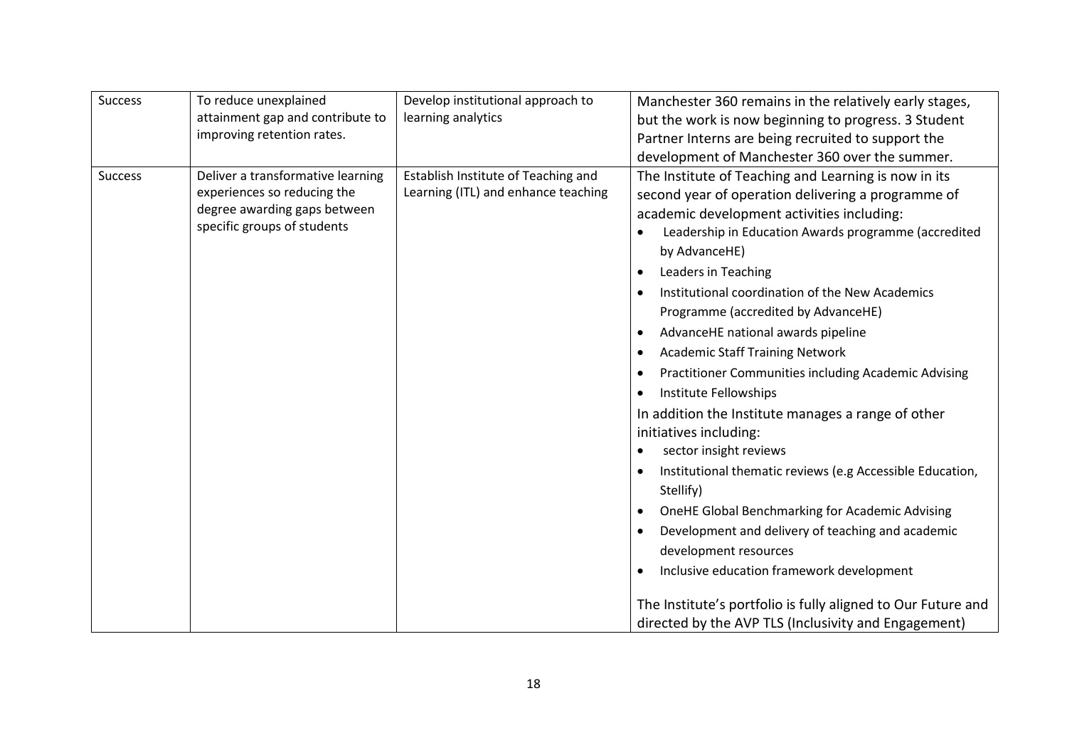| Success | To reduce unexplained attainment gap and contribute to improving retention rates. | Develop institutional approach to learning analytics | Manchester 360 remains in the relatively early stages, but the work is now beginning to progress. 3 Student Partner Interns are being recruited to support the development of Manchester 360 over the summer. |
|---|---|---|---|
| Success | Deliver a transformative learning experiences so reducing the degree awarding gaps between specific groups of students | Establish Institute of Teaching and Learning (ITL) and enhance teaching | The Institute of Teaching and Learning is now in its second year of operation delivering a programme of academic development activities including:<br>• Leadership in Education Awards programme (accredited by AdvanceHE)<br>• Leaders in Teaching<br>• Institutional coordination of the New Academics Programme (accredited by AdvanceHE)<br>• AdvanceHE national awards pipeline<br>• Academic Staff Training Network<br>• Practitioner Communities including Academic Advising<br>• Institute Fellowships<br>In addition the Institute manages a range of other initiatives including:<br>• sector insight reviews<br>• Institutional thematic reviews (e.g Accessible Education, Stellify)<br>• OneHE Global Benchmarking for Academic Advising<br>• Development and delivery of teaching and academic development resources<br>• Inclusive education framework development<br><br>The Institute's portfolio is fully aligned to Our Future and directed by the AVP TLS (Inclusivity and Engagement) |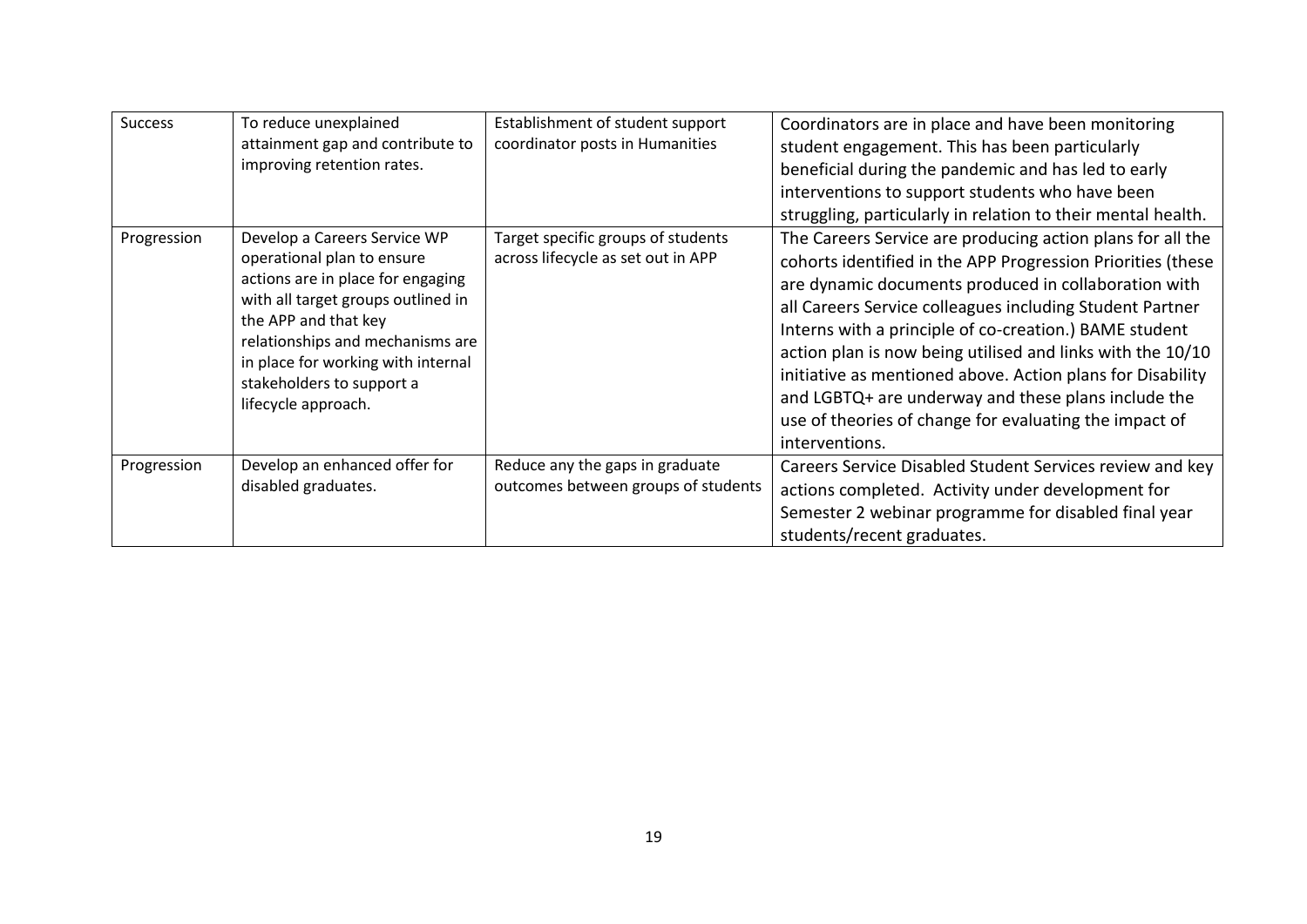| | | | |
|---|---|---|---|
| Success | To reduce unexplained attainment gap and contribute to improving retention rates. | Establishment of student support coordinator posts in Humanities | Coordinators are in place and have been monitoring student engagement. This has been particularly beneficial during the pandemic and has led to early interventions to support students who have been struggling, particularly in relation to their mental health. |
| Progression | Develop a Careers Service WP operational plan to ensure actions are in place for engaging with all target groups outlined in the APP and that key relationships and mechanisms are in place for working with internal stakeholders to support a lifecycle approach. | Target specific groups of students across lifecycle as set out in APP | The Careers Service are producing action plans for all the cohorts identified in the APP Progression Priorities (these are dynamic documents produced in collaboration with all Careers Service colleagues including Student Partner Interns with a principle of co-creation.) BAME student action plan is now being utilised and links with the 10/10 initiative as mentioned above. Action plans for Disability and LGBTQ+ are underway and these plans include the use of theories of change for evaluating the impact of interventions. |
| Progression | Develop an enhanced offer for disabled graduates. | Reduce any the gaps in graduate outcomes between groups of students | Careers Service Disabled Student Services review and key actions completed. Activity under development for Semester 2 webinar programme for disabled final year students/recent graduates. |